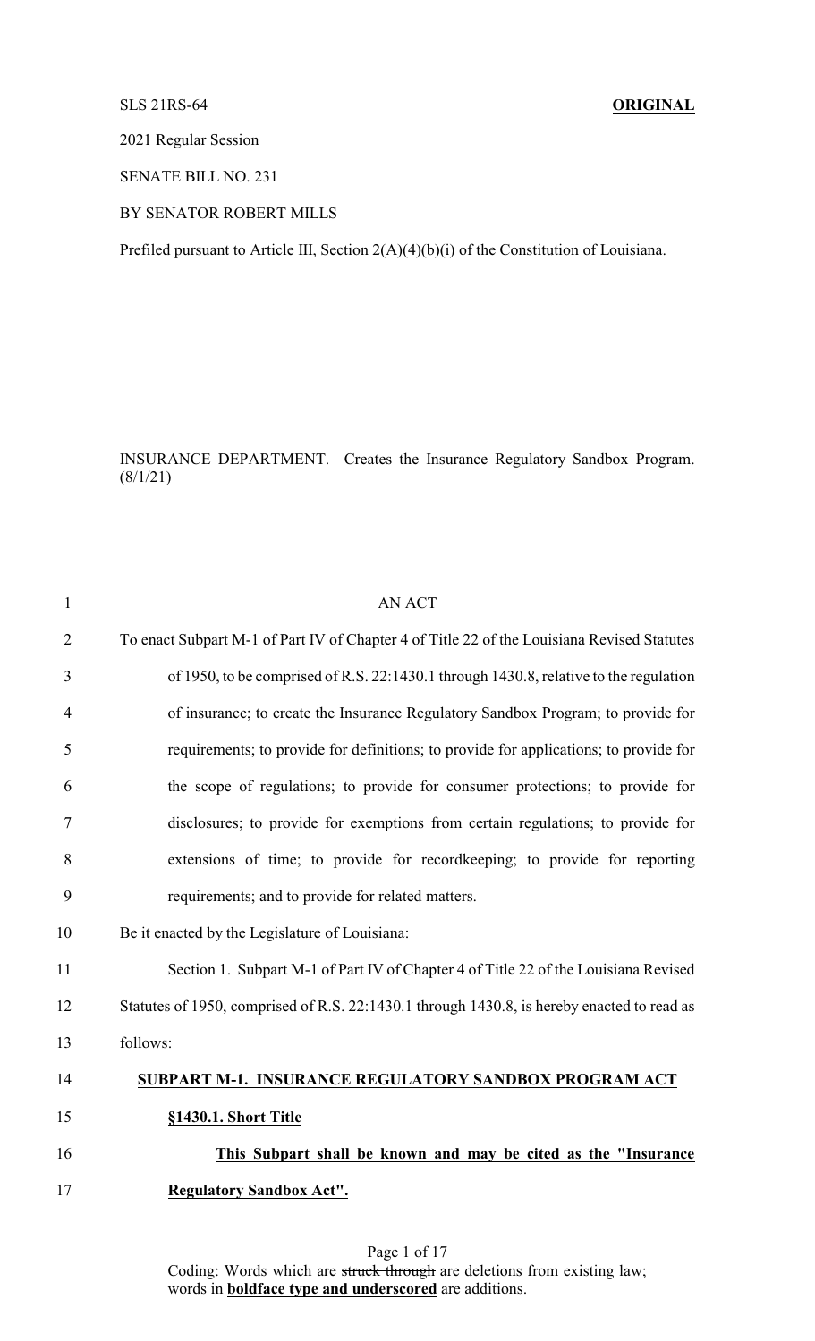SLS 21RS-64 **ORIGINAL**

2021 Regular Session

SENATE BILL NO. 231

BY SENATOR ROBERT MILLS

Prefiled pursuant to Article III, Section 2(A)(4)(b)(i) of the Constitution of Louisiana.

INSURANCE DEPARTMENT. Creates the Insurance Regulatory Sandbox Program. (8/1/21)

AN ACT

To enact Subpart M-1 of Part IV of Chapter 4 of Title 22 of the Louisiana Revised Statutes of 1950, to be comprised of R.S. 22:1430.1 through 1430.8, relative to the regulation of insurance; to create the Insurance Regulatory Sandbox Program; to provide for requirements; to provide for definitions; to provide for applications; to provide for the scope of regulations; to provide for consumer protections; to provide for disclosures; to provide for exemptions from certain regulations; to provide for extensions of time; to provide for recordkeeping; to provide for reporting requirements; and to provide for related matters.

Be it enacted by the Legislature of Louisiana:

Section 1. Subpart M-1 of Part IV of Chapter 4 of Title 22 of the Louisiana Revised Statutes of 1950, comprised of R.S. 22:1430.1 through 1430.8, is hereby enacted to read as follows:

**SUBPART M-1. INSURANCE REGULATORY SANDBOX PROGRAM ACT**

**§1430.1. Short Title**

**This Subpart shall be known and may be cited as the "Insurance Regulatory Sandbox Act".**

Coding: Words which are ~~struck through~~ are deletions from existing law; words in **boldface type and underscored** are additions.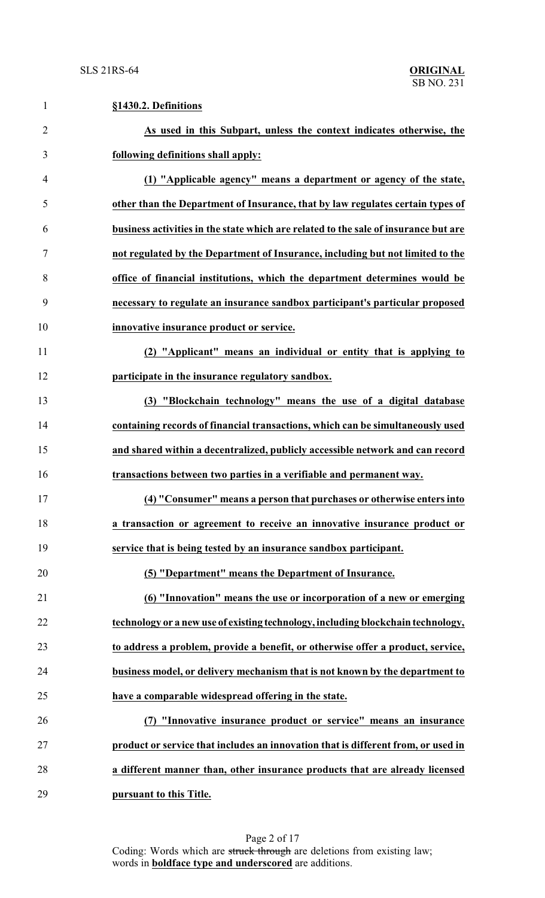**§1430.2. Definitions**

**As used in this Subpart, unless the context indicates otherwise, the following definitions shall apply:**

**(1) "Applicable agency" means a department or agency of the state, other than the Department of Insurance, that by law regulates certain types of business activities in the state which are related to the sale of insurance but are not regulated by the Department of Insurance, including but not limited to the office of financial institutions, which the department determines would be necessary to regulate an insurance sandbox participant's particular proposed innovative insurance product or service.**

**(2) "Applicant" means an individual or entity that is applying to participate in the insurance regulatory sandbox.**

**(3) "Blockchain technology" means the use of a digital database containing records of financial transactions, which can be simultaneously used and shared within a decentralized, publicly accessible network and can record transactions between two parties in a verifiable and permanent way.**

**(4) "Consumer" means a person that purchases or otherwise enters into a transaction or agreement to receive an innovative insurance product or service that is being tested by an insurance sandbox participant.**

**(5) "Department" means the Department of Insurance.**

**(6) "Innovation" means the use or incorporation of a new or emerging technology or a new use of existing technology, including blockchain technology, to address a problem, provide a benefit, or otherwise offer a product, service, business model, or delivery mechanism that is not known by the department to have a comparable widespread offering in the state.**

**(7) "Innovative insurance product or service" means an insurance product or service that includes an innovation that is different from, or used in a different manner than, other insurance products that are already licensed pursuant to this Title.**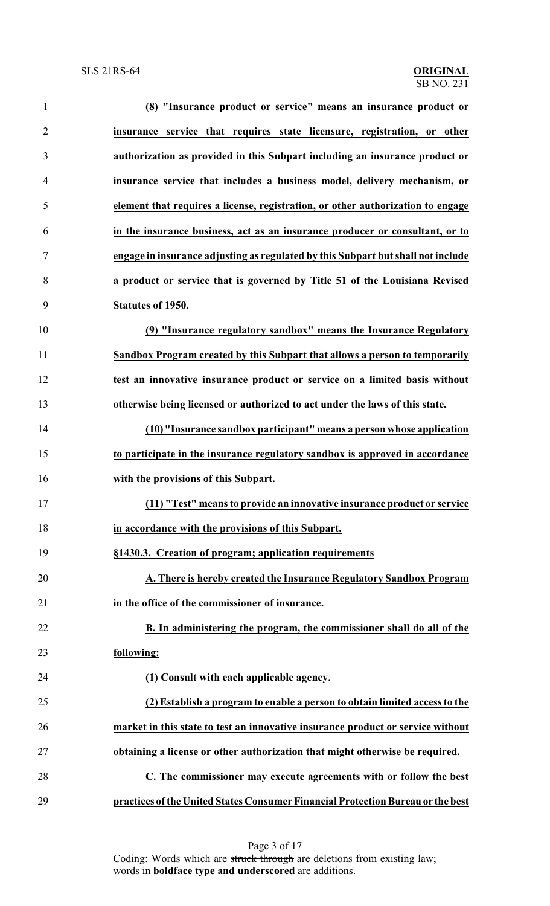**(8) "Insurance product or service" means an insurance product or insurance service that requires state licensure, registration, or other authorization as provided in this Subpart including an insurance product or insurance service that includes a business model, delivery mechanism, or element that requires a license, registration, or other authorization to engage in the insurance business, act as an insurance producer or consultant, or to engage in insurance adjusting as regulated by this Subpart but shall not include a product or service that is governed by Title 51 of the Louisiana Revised Statutes of 1950.**

**(9) "Insurance regulatory sandbox" means the Insurance Regulatory Sandbox Program created by this Subpart that allows a person to temporarily test an innovative insurance product or service on a limited basis without otherwise being licensed or authorized to act under the laws of this state.**

**(10) "Insurance sandbox participant" means a person whose application to participate in the insurance regulatory sandbox is approved in accordance with the provisions of this Subpart.**

**(11) "Test" means to provide an innovative insurance product or service in accordance with the provisions of this Subpart.**

**§1430.3. Creation of program; application requirements**

**A. There is hereby created the Insurance Regulatory Sandbox Program in the office of the commissioner of insurance.**

**B. In administering the program, the commissioner shall do all of the following:**

**(1) Consult with each applicable agency.**

**(2) Establish a program to enable a person to obtain limited access to the market in this state to test an innovative insurance product or service without obtaining a license or other authorization that might otherwise be required.**

**C. The commissioner may execute agreements with or follow the best practices of the United States Consumer Financial Protection Bureau or the best**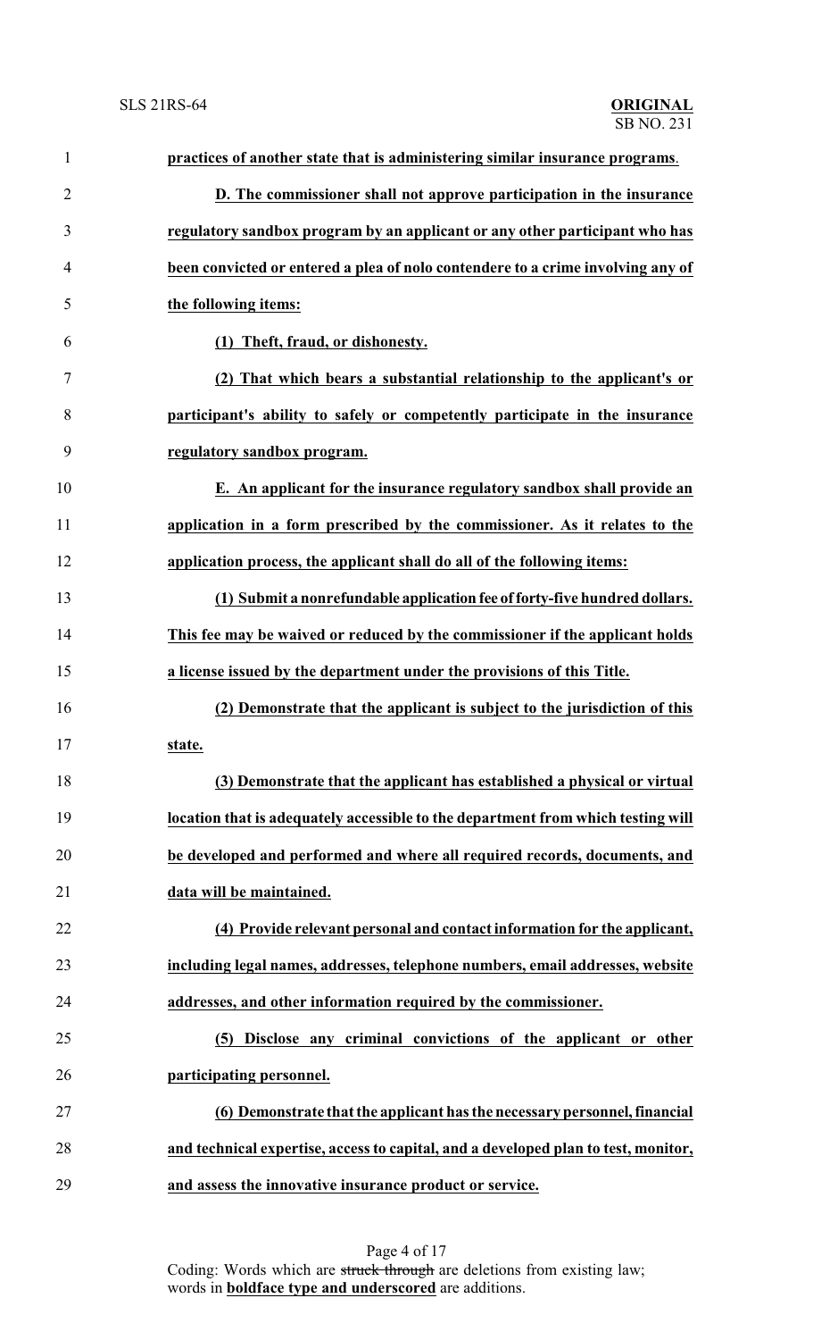**practices of another state that is administering similar insurance programs**.

**D. The commissioner shall not approve participation in the insurance regulatory sandbox program by an applicant or any other participant who has been convicted or entered a plea of nolo contendere to a crime involving any of the following items:**

**(1) Theft, fraud, or dishonesty.**

**(2) That which bears a substantial relationship to the applicant's or participant's ability to safely or competently participate in the insurance regulatory sandbox program.**

**E. An applicant for the insurance regulatory sandbox shall provide an application in a form prescribed by the commissioner. As it relates to the application process, the applicant shall do all of the following items:**

**(1) Submit a nonrefundable application fee of forty-five hundred dollars. This fee may be waived or reduced by the commissioner if the applicant holds a license issued by the department under the provisions of this Title.**

**(2) Demonstrate that the applicant is subject to the jurisdiction of this state.**

**(3) Demonstrate that the applicant has established a physical or virtual location that is adequately accessible to the department from which testing will be developed and performed and where all required records, documents, and data will be maintained.**

**(4) Provide relevant personal and contact information for the applicant, including legal names, addresses, telephone numbers, email addresses, website addresses, and other information required by the commissioner.**

**(5) Disclose any criminal convictions of the applicant or other participating personnel.**

**(6) Demonstrate that the applicant has the necessary personnel, financial and technical expertise, access to capital, and a developed plan to test, monitor, and assess the innovative insurance product or service.**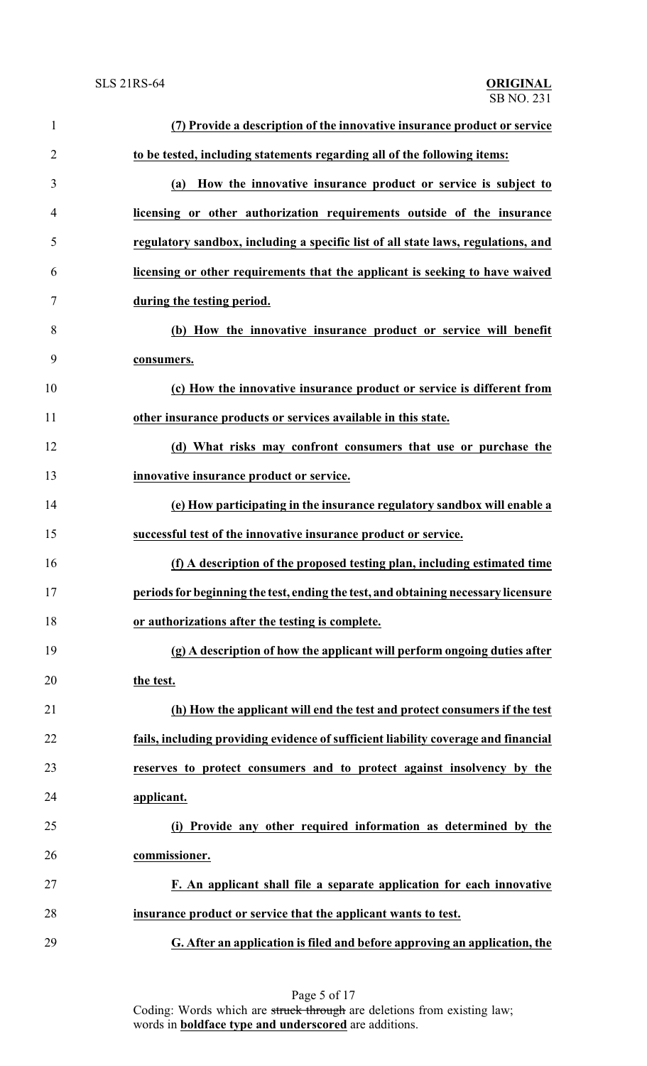**(7) Provide a description of the innovative insurance product or service to be tested, including statements regarding all of the following items:**

**(a) How the innovative insurance product or service is subject to licensing or other authorization requirements outside of the insurance regulatory sandbox, including a specific list of all state laws, regulations, and licensing or other requirements that the applicant is seeking to have waived during the testing period.**

**(b) How the innovative insurance product or service will benefit consumers.**

**(c) How the innovative insurance product or service is different from other insurance products or services available in this state.**

**(d) What risks may confront consumers that use or purchase the innovative insurance product or service.**

**(e) How participating in the insurance regulatory sandbox will enable a successful test of the innovative insurance product or service.**

**(f) A description of the proposed testing plan, including estimated time periods for beginning the test, ending the test, and obtaining necessary licensure or authorizations after the testing is complete.**

**(g) A description of how the applicant will perform ongoing duties after the test.**

**(h) How the applicant will end the test and protect consumers if the test fails, including providing evidence of sufficient liability coverage and financial reserves to protect consumers and to protect against insolvency by the applicant.**

**(i) Provide any other required information as determined by the commissioner.**

**F. An applicant shall file a separate application for each innovative insurance product or service that the applicant wants to test.**

**G. After an application is filed and before approving an application, the**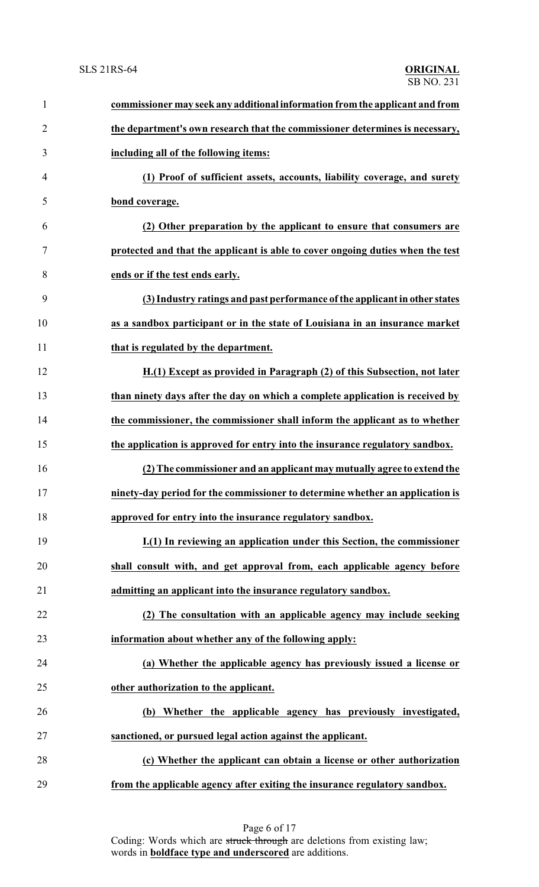**commissioner may seek any additional information from the applicant and from the department's own research that the commissioner determines is necessary, including all of the following items:**

**(1) Proof of sufficient assets, accounts, liability coverage, and surety bond coverage.**

**(2) Other preparation by the applicant to ensure that consumers are protected and that the applicant is able to cover ongoing duties when the test ends or if the test ends early.**

**(3) Industry ratings and past performance of the applicant in other states as a sandbox participant or in the state of Louisiana in an insurance market that is regulated by the department.**

**H.(1) Except as provided in Paragraph (2) of this Subsection, not later than ninety days after the day on which a complete application is received by the commissioner, the commissioner shall inform the applicant as to whether the application is approved for entry into the insurance regulatory sandbox.**

**(2) The commissioner and an applicant may mutually agree to extend the ninety-day period for the commissioner to determine whether an application is approved for entry into the insurance regulatory sandbox.**

**I.(1) In reviewing an application under this Section, the commissioner shall consult with, and get approval from, each applicable agency before admitting an applicant into the insurance regulatory sandbox.**

**(2) The consultation with an applicable agency may include seeking information about whether any of the following apply:**

**(a) Whether the applicable agency has previously issued a license or other authorization to the applicant.**

**(b) Whether the applicable agency has previously investigated, sanctioned, or pursued legal action against the applicant.**

**(c) Whether the applicant can obtain a license or other authorization from the applicable agency after exiting the insurance regulatory sandbox.**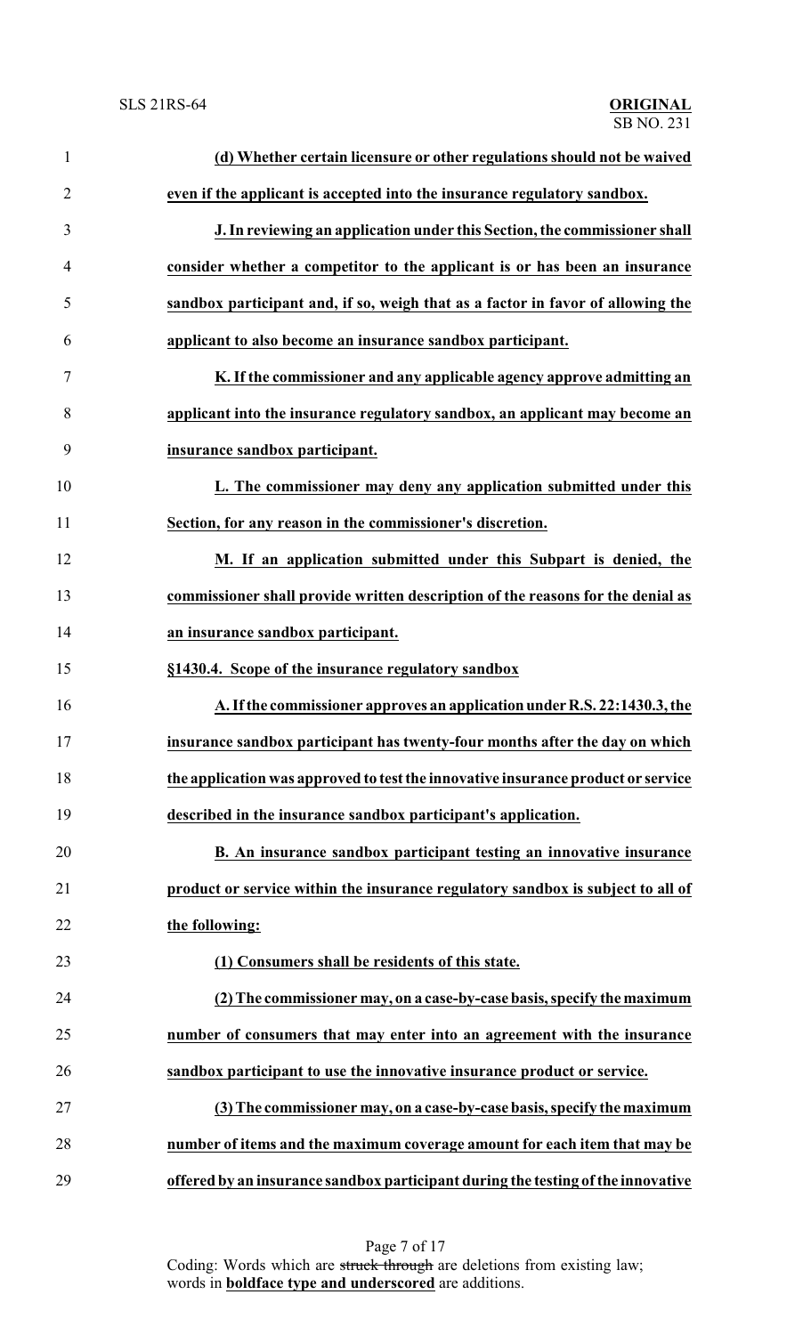**(d) Whether certain licensure or other regulations should not be waived even if the applicant is accepted into the insurance regulatory sandbox.**

**J. In reviewing an application under this Section, the commissioner shall consider whether a competitor to the applicant is or has been an insurance sandbox participant and, if so, weigh that as a factor in favor of allowing the applicant to also become an insurance sandbox participant.**

**K. If the commissioner and any applicable agency approve admitting an applicant into the insurance regulatory sandbox, an applicant may become an insurance sandbox participant.**

**L. The commissioner may deny any application submitted under this Section, for any reason in the commissioner's discretion.**

**M. If an application submitted under this Subpart is denied, the commissioner shall provide written description of the reasons for the denial as an insurance sandbox participant.**

**§1430.4. Scope of the insurance regulatory sandbox**

**A. If the commissioner approves an application under R.S. 22:1430.3, the insurance sandbox participant has twenty-four months after the day on which the application was approved to test the innovative insurance product or service described in the insurance sandbox participant's application.**

**B. An insurance sandbox participant testing an innovative insurance product or service within the insurance regulatory sandbox is subject to all of the following:**

**(1) Consumers shall be residents of this state.**

**(2) The commissioner may, on a case-by-case basis, specify the maximum number of consumers that may enter into an agreement with the insurance sandbox participant to use the innovative insurance product or service.**

**(3) The commissioner may, on a case-by-case basis, specify the maximum number of items and the maximum coverage amount for each item that may be offered by an insurance sandbox participant during the testing of the innovative**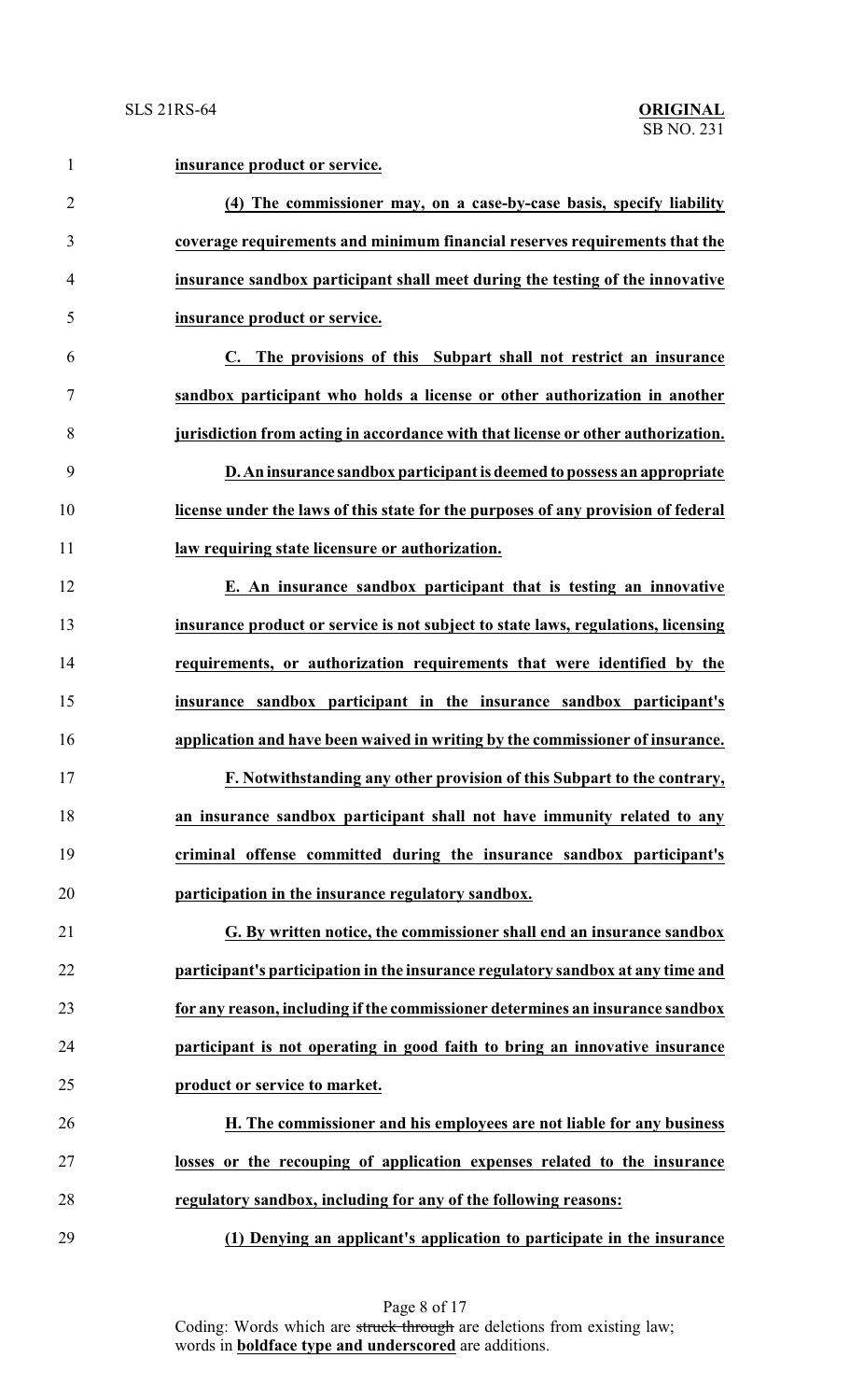**insurance product or service.**

**(4) The commissioner may, on a case-by-case basis, specify liability coverage requirements and minimum financial reserves requirements that the insurance sandbox participant shall meet during the testing of the innovative insurance product or service.**

**C. The provisions of this Subpart shall not restrict an insurance sandbox participant who holds a license or other authorization in another jurisdiction from acting in accordance with that license or other authorization.**

**D. An insurance sandbox participant is deemed to possess an appropriate license under the laws of this state for the purposes of any provision of federal law requiring state licensure or authorization.**

**E. An insurance sandbox participant that is testing an innovative insurance product or service is not subject to state laws, regulations, licensing requirements, or authorization requirements that were identified by the insurance sandbox participant in the insurance sandbox participant's application and have been waived in writing by the commissioner of insurance.**

**F. Notwithstanding any other provision of this Subpart to the contrary, an insurance sandbox participant shall not have immunity related to any criminal offense committed during the insurance sandbox participant's participation in the insurance regulatory sandbox.**

**G. By written notice, the commissioner shall end an insurance sandbox participant's participation in the insurance regulatory sandbox at any time and for any reason, including if the commissioner determines an insurance sandbox participant is not operating in good faith to bring an innovative insurance product or service to market.**

**H. The commissioner and his employees are not liable for any business losses or the recouping of application expenses related to the insurance regulatory sandbox, including for any of the following reasons:**

**(1) Denying an applicant's application to participate in the insurance**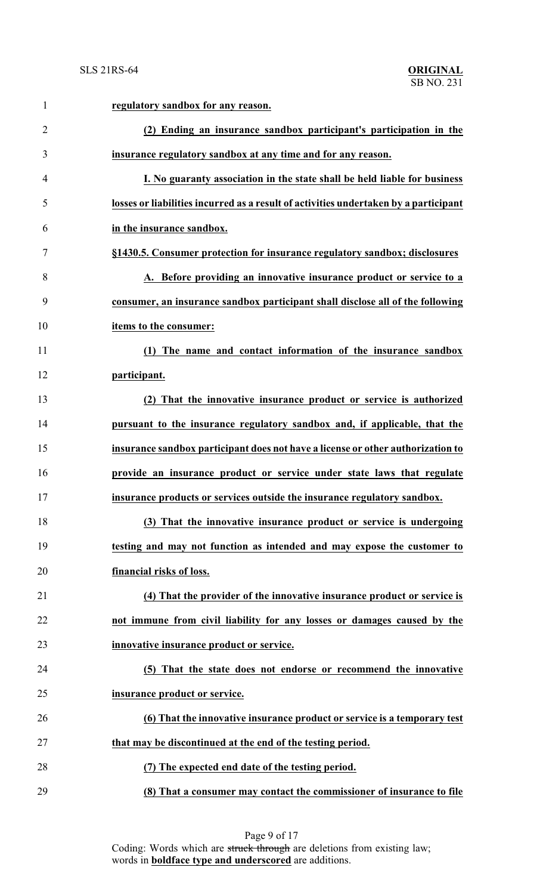**regulatory sandbox for any reason.**

**(2) Ending an insurance sandbox participant's participation in the insurance regulatory sandbox at any time and for any reason.**

**I. No guaranty association in the state shall be held liable for business losses or liabilities incurred as a result of activities undertaken by a participant in the insurance sandbox.**

**§1430.5. Consumer protection for insurance regulatory sandbox; disclosures**

**A. Before providing an innovative insurance product or service to a consumer, an insurance sandbox participant shall disclose all of the following items to the consumer:**

**(1) The name and contact information of the insurance sandbox participant.**

**(2) That the innovative insurance product or service is authorized pursuant to the insurance regulatory sandbox and, if applicable, that the insurance sandbox participant does not have a license or other authorization to provide an insurance product or service under state laws that regulate insurance products or services outside the insurance regulatory sandbox.**

**(3) That the innovative insurance product or service is undergoing testing and may not function as intended and may expose the customer to financial risks of loss.**

**(4) That the provider of the innovative insurance product or service is not immune from civil liability for any losses or damages caused by the innovative insurance product or service.**

**(5) That the state does not endorse or recommend the innovative insurance product or service.**

**(6) That the innovative insurance product or service is a temporary test that may be discontinued at the end of the testing period.**

**(7) The expected end date of the testing period.**

**(8) That a consumer may contact the commissioner of insurance to file**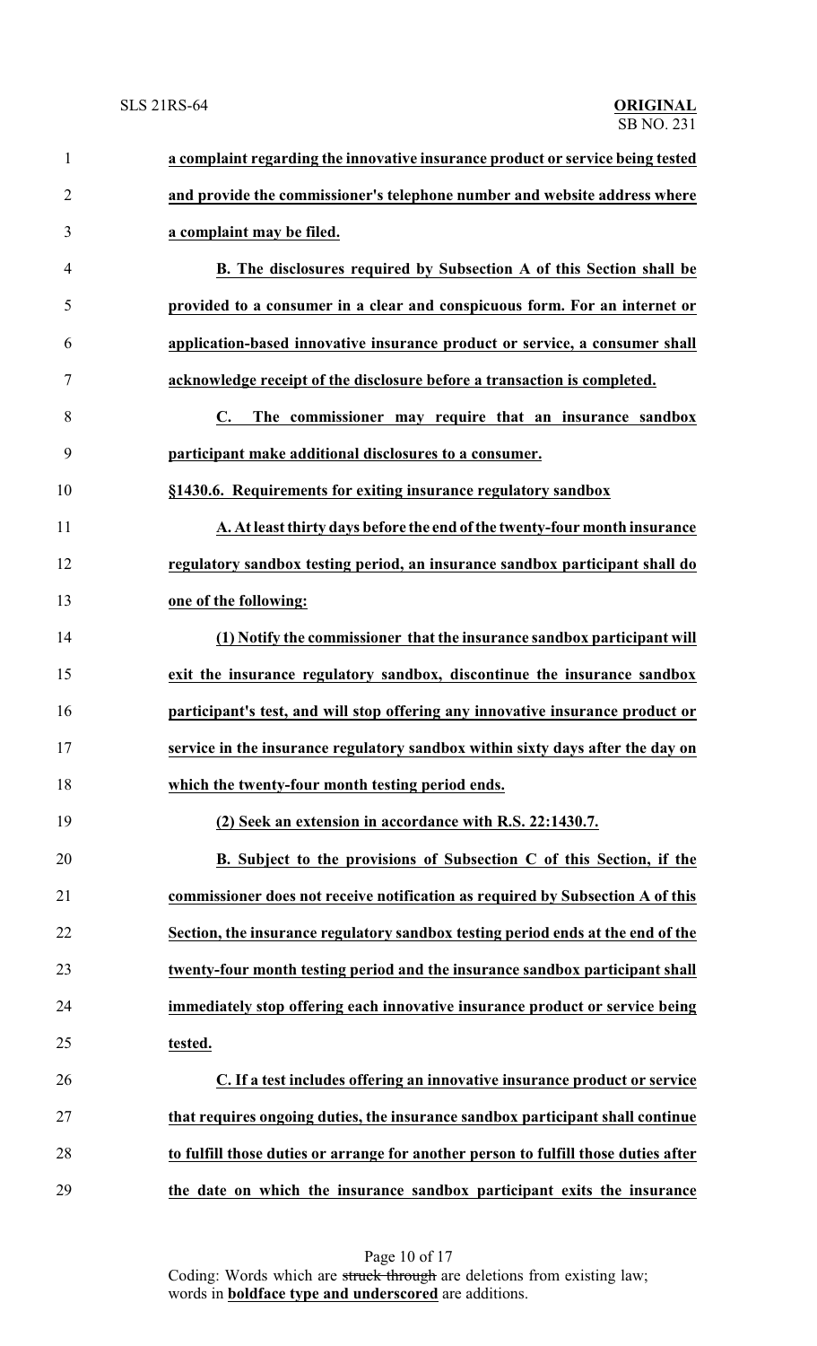**a complaint regarding the innovative insurance product or service being tested and provide the commissioner's telephone number and website address where a complaint may be filed.**

**B. The disclosures required by Subsection A of this Section shall be provided to a consumer in a clear and conspicuous form. For an internet or application-based innovative insurance product or service, a consumer shall acknowledge receipt of the disclosure before a transaction is completed.**

**C. The commissioner may require that an insurance sandbox participant make additional disclosures to a consumer.**

**§1430.6. Requirements for exiting insurance regulatory sandbox**

**A. At least thirty days before the end of the twenty-four month insurance regulatory sandbox testing period, an insurance sandbox participant shall do one of the following:**

**(1) Notify the commissioner that the insurance sandbox participant will exit the insurance regulatory sandbox, discontinue the insurance sandbox participant's test, and will stop offering any innovative insurance product or service in the insurance regulatory sandbox within sixty days after the day on which the twenty-four month testing period ends.**

**(2) Seek an extension in accordance with R.S. 22:1430.7.**

**B. Subject to the provisions of Subsection C of this Section, if the commissioner does not receive notification as required by Subsection A of this Section, the insurance regulatory sandbox testing period ends at the end of the twenty-four month testing period and the insurance sandbox participant shall immediately stop offering each innovative insurance product or service being tested.**

**C. If a test includes offering an innovative insurance product or service that requires ongoing duties, the insurance sandbox participant shall continue to fulfill those duties or arrange for another person to fulfill those duties after the date on which the insurance sandbox participant exits the insurance**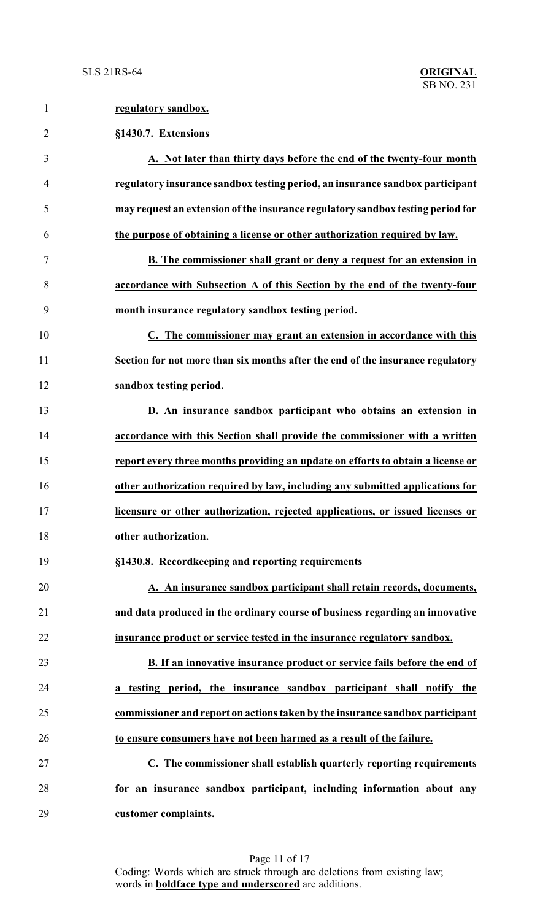**regulatory sandbox.**

**§1430.7. Extensions**

**A. Not later than thirty days before the end of the twenty-four month regulatory insurance sandbox testing period, an insurance sandbox participant may request an extension of the insurance regulatory sandbox testing period for the purpose of obtaining a license or other authorization required by law.**

**B. The commissioner shall grant or deny a request for an extension in accordance with Subsection A of this Section by the end of the twenty-four month insurance regulatory sandbox testing period.**

**C. The commissioner may grant an extension in accordance with this Section for not more than six months after the end of the insurance regulatory sandbox testing period.**

**D. An insurance sandbox participant who obtains an extension in accordance with this Section shall provide the commissioner with a written report every three months providing an update on efforts to obtain a license or other authorization required by law, including any submitted applications for licensure or other authorization, rejected applications, or issued licenses or other authorization.**

**§1430.8. Recordkeeping and reporting requirements**

**A. An insurance sandbox participant shall retain records, documents, and data produced in the ordinary course of business regarding an innovative insurance product or service tested in the insurance regulatory sandbox.**

**B. If an innovative insurance product or service fails before the end of a testing period, the insurance sandbox participant shall notify the commissioner and report on actions taken by the insurance sandbox participant to ensure consumers have not been harmed as a result of the failure.**

**C. The commissioner shall establish quarterly reporting requirements for an insurance sandbox participant, including information about any customer complaints.**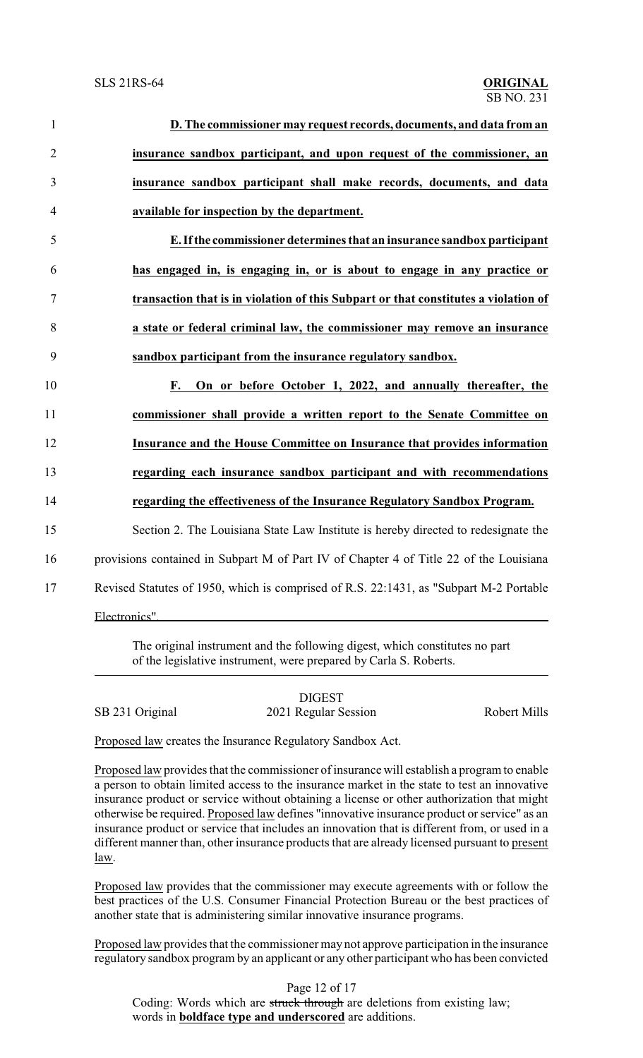**D. The commissioner may request records, documents, and data from an insurance sandbox participant, and upon request of the commissioner, an insurance sandbox participant shall make records, documents, and data available for inspection by the department.**

**E. If the commissioner determines that an insurance sandbox participant has engaged in, is engaging in, or is about to engage in any practice or transaction that is in violation of this Subpart or that constitutes a violation of a state or federal criminal law, the commissioner may remove an insurance sandbox participant from the insurance regulatory sandbox.**

**F. On or before October 1, 2022, and annually thereafter, the commissioner shall provide a written report to the Senate Committee on Insurance and the House Committee on Insurance that provides information regarding each insurance sandbox participant and with recommendations regarding the effectiveness of the Insurance Regulatory Sandbox Program.**

Section 2. The Louisiana State Law Institute is hereby directed to redesignate the provisions contained in Subpart M of Part IV of Chapter 4 of Title 22 of the Louisiana Revised Statutes of 1950, which is comprised of R.S. 22:1431, as "Subpart M-2 Portable Electronics".

The original instrument and the following digest, which constitutes no part of the legislative instrument, were prepared by Carla S. Roberts.

DIGEST

SB 231 Original 2021 Regular Session Robert Mills

Proposed law creates the Insurance Regulatory Sandbox Act.

Proposed law provides that the commissioner of insurance will establish a program to enable a person to obtain limited access to the insurance market in the state to test an innovative insurance product or service without obtaining a license or other authorization that might otherwise be required. Proposed law defines "innovative insurance product or service" as an insurance product or service that includes an innovation that is different from, or used in a different manner than, other insurance products that are already licensed pursuant to present law.

Proposed law provides that the commissioner may execute agreements with or follow the best practices of the U.S. Consumer Financial Protection Bureau or the best practices of another state that is administering similar innovative insurance programs.

Proposed law provides that the commissioner may not approve participation in the insurance regulatory sandbox program by an applicant or any other participant who has been convicted

Coding: Words which are ~~struck through~~ are deletions from existing law; words in **boldface type and underscored** are additions.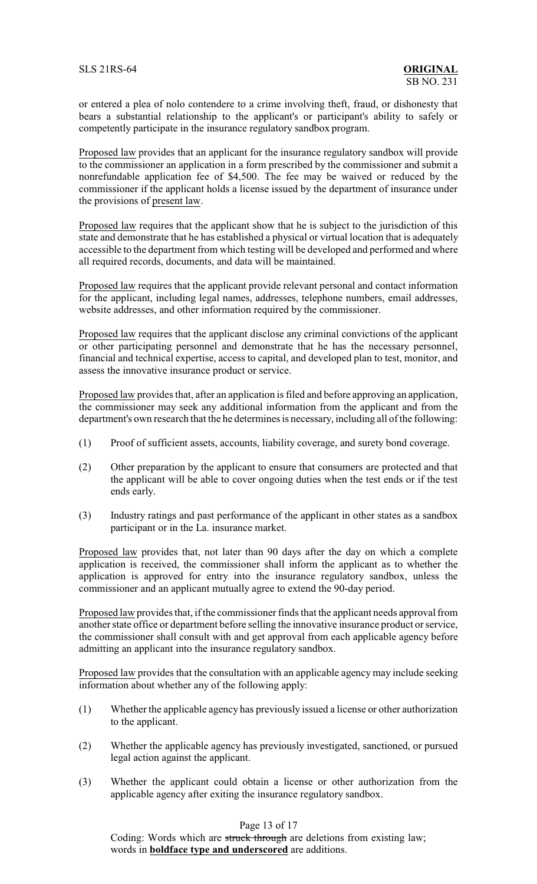or entered a plea of nolo contendere to a crime involving theft, fraud, or dishonesty that bears a substantial relationship to the applicant's or participant's ability to safely or competently participate in the insurance regulatory sandbox program.

Proposed law provides that an applicant for the insurance regulatory sandbox will provide to the commissioner an application in a form prescribed by the commissioner and submit a nonrefundable application fee of $4,500. The fee may be waived or reduced by the commissioner if the applicant holds a license issued by the department of insurance under the provisions of present law.

Proposed law requires that the applicant show that he is subject to the jurisdiction of this state and demonstrate that he has established a physical or virtual location that is adequately accessible to the department from which testing will be developed and performed and where all required records, documents, and data will be maintained.

Proposed law requires that the applicant provide relevant personal and contact information for the applicant, including legal names, addresses, telephone numbers, email addresses, website addresses, and other information required by the commissioner.

Proposed law requires that the applicant disclose any criminal convictions of the applicant or other participating personnel and demonstrate that he has the necessary personnel, financial and technical expertise, access to capital, and developed plan to test, monitor, and assess the innovative insurance product or service.

Proposed law provides that, after an application is filed and before approving an application, the commissioner may seek any additional information from the applicant and from the department's own research that the he determines is necessary, including all of the following:

(1) Proof of sufficient assets, accounts, liability coverage, and surety bond coverage.

(2) Other preparation by the applicant to ensure that consumers are protected and that the applicant will be able to cover ongoing duties when the test ends or if the test ends early.

(3) Industry ratings and past performance of the applicant in other states as a sandbox participant or in the La. insurance market.

Proposed law provides that, not later than 90 days after the day on which a complete application is received, the commissioner shall inform the applicant as to whether the application is approved for entry into the insurance regulatory sandbox, unless the commissioner and an applicant mutually agree to extend the 90-day period.

Proposed law provides that, if the commissioner finds that the applicant needs approval from another state office or department before selling the innovative insurance product or service, the commissioner shall consult with and get approval from each applicable agency before admitting an applicant into the insurance regulatory sandbox.

Proposed law provides that the consultation with an applicable agency may include seeking information about whether any of the following apply:

(1) Whether the applicable agency has previously issued a license or other authorization to the applicant.

(2) Whether the applicable agency has previously investigated, sanctioned, or pursued legal action against the applicant.

(3) Whether the applicant could obtain a license or other authorization from the applicable agency after exiting the insurance regulatory sandbox.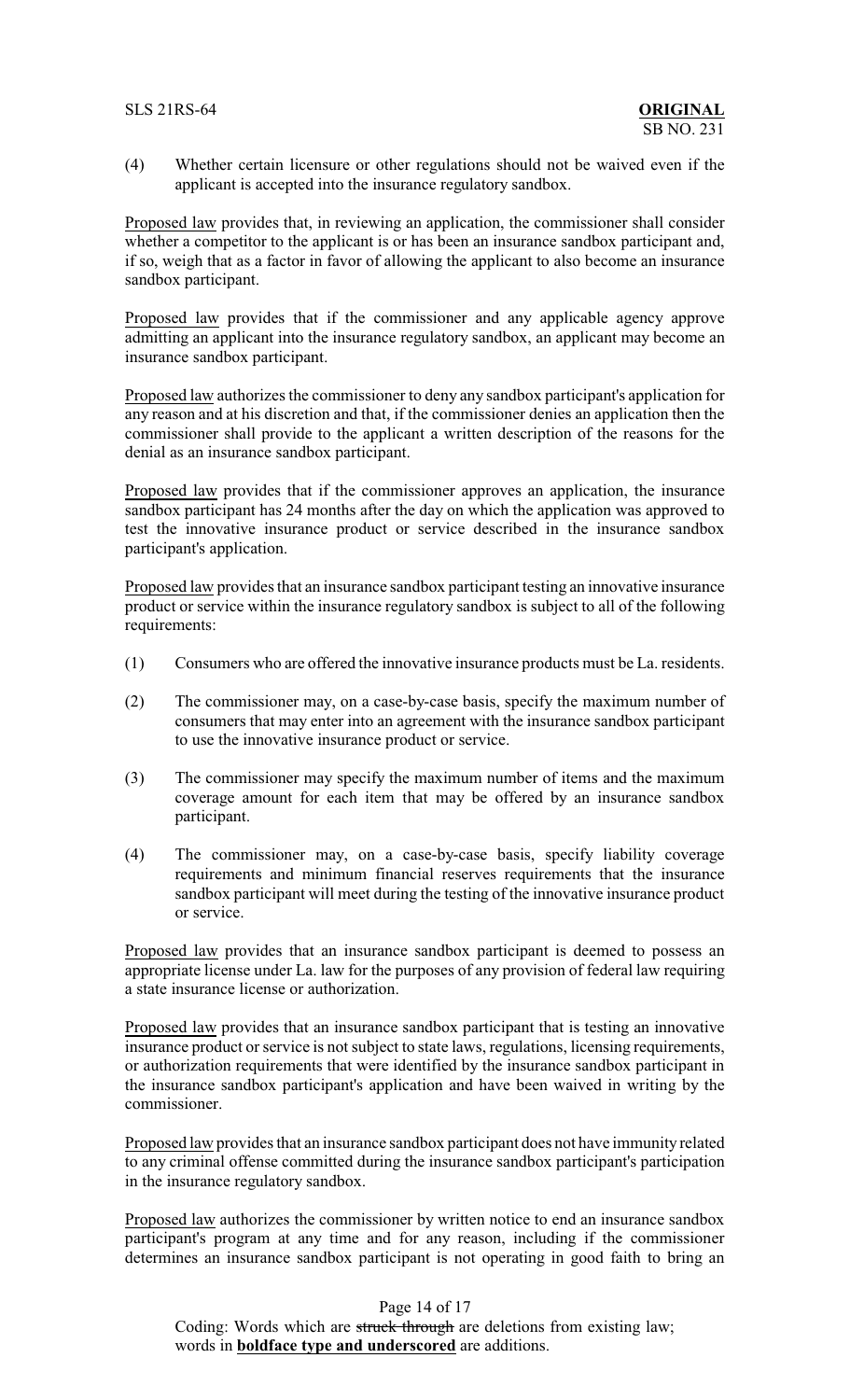(4) Whether certain licensure or other regulations should not be waived even if the applicant is accepted into the insurance regulatory sandbox.

Proposed law provides that, in reviewing an application, the commissioner shall consider whether a competitor to the applicant is or has been an insurance sandbox participant and, if so, weigh that as a factor in favor of allowing the applicant to also become an insurance sandbox participant.

Proposed law provides that if the commissioner and any applicable agency approve admitting an applicant into the insurance regulatory sandbox, an applicant may become an insurance sandbox participant.

Proposed law authorizes the commissioner to deny any sandbox participant's application for any reason and at his discretion and that, if the commissioner denies an application then the commissioner shall provide to the applicant a written description of the reasons for the denial as an insurance sandbox participant.

Proposed law provides that if the commissioner approves an application, the insurance sandbox participant has 24 months after the day on which the application was approved to test the innovative insurance product or service described in the insurance sandbox participant's application.

Proposed law provides that an insurance sandbox participant testing an innovative insurance product or service within the insurance regulatory sandbox is subject to all of the following requirements:

(1) Consumers who are offered the innovative insurance products must be La. residents.

(2) The commissioner may, on a case-by-case basis, specify the maximum number of consumers that may enter into an agreement with the insurance sandbox participant to use the innovative insurance product or service.

(3) The commissioner may specify the maximum number of items and the maximum coverage amount for each item that may be offered by an insurance sandbox participant.

(4) The commissioner may, on a case-by-case basis, specify liability coverage requirements and minimum financial reserves requirements that the insurance sandbox participant will meet during the testing of the innovative insurance product or service.

Proposed law provides that an insurance sandbox participant is deemed to possess an appropriate license under La. law for the purposes of any provision of federal law requiring a state insurance license or authorization.

Proposed law provides that an insurance sandbox participant that is testing an innovative insurance product or service is not subject to state laws, regulations, licensing requirements, or authorization requirements that were identified by the insurance sandbox participant in the insurance sandbox participant's application and have been waived in writing by the commissioner.

Proposed law provides that an insurance sandbox participant does not have immunity related to any criminal offense committed during the insurance sandbox participant's participation in the insurance regulatory sandbox.

Proposed law authorizes the commissioner by written notice to end an insurance sandbox participant's program at any time and for any reason, including if the commissioner determines an insurance sandbox participant is not operating in good faith to bring an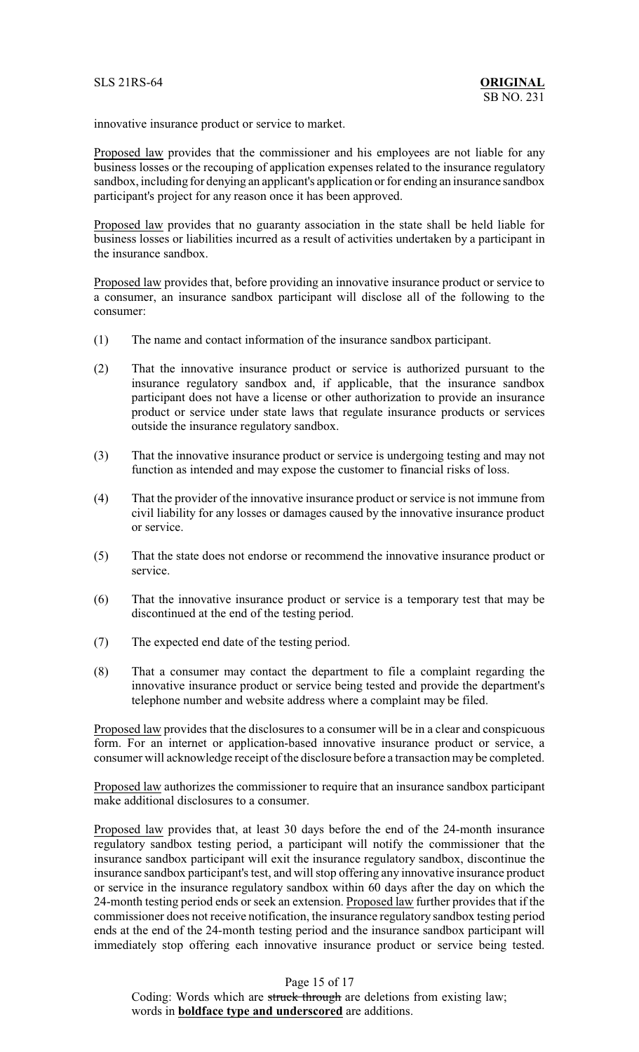innovative insurance product or service to market.

Proposed law provides that the commissioner and his employees are not liable for any business losses or the recouping of application expenses related to the insurance regulatory sandbox, including for denying an applicant's application or for ending an insurance sandbox participant's project for any reason once it has been approved.

Proposed law provides that no guaranty association in the state shall be held liable for business losses or liabilities incurred as a result of activities undertaken by a participant in the insurance sandbox.

Proposed law provides that, before providing an innovative insurance product or service to a consumer, an insurance sandbox participant will disclose all of the following to the consumer:

(1) The name and contact information of the insurance sandbox participant.

(2) That the innovative insurance product or service is authorized pursuant to the insurance regulatory sandbox and, if applicable, that the insurance sandbox participant does not have a license or other authorization to provide an insurance product or service under state laws that regulate insurance products or services outside the insurance regulatory sandbox.

(3) That the innovative insurance product or service is undergoing testing and may not function as intended and may expose the customer to financial risks of loss.

(4) That the provider of the innovative insurance product or service is not immune from civil liability for any losses or damages caused by the innovative insurance product or service.

(5) That the state does not endorse or recommend the innovative insurance product or service.

(6) That the innovative insurance product or service is a temporary test that may be discontinued at the end of the testing period.

(7) The expected end date of the testing period.

(8) That a consumer may contact the department to file a complaint regarding the innovative insurance product or service being tested and provide the department's telephone number and website address where a complaint may be filed.

Proposed law provides that the disclosures to a consumer will be in a clear and conspicuous form. For an internet or application-based innovative insurance product or service, a consumer will acknowledge receipt of the disclosure before a transaction may be completed.

Proposed law authorizes the commissioner to require that an insurance sandbox participant make additional disclosures to a consumer.

Proposed law provides that, at least 30 days before the end of the 24-month insurance regulatory sandbox testing period, a participant will notify the commissioner that the insurance sandbox participant will exit the insurance regulatory sandbox, discontinue the insurance sandbox participant's test, and will stop offering any innovative insurance product or service in the insurance regulatory sandbox within 60 days after the day on which the 24-month testing period ends or seek an extension. Proposed law further provides that if the commissioner does not receive notification, the insurance regulatory sandbox testing period ends at the end of the 24-month testing period and the insurance sandbox participant will immediately stop offering each innovative insurance product or service being tested.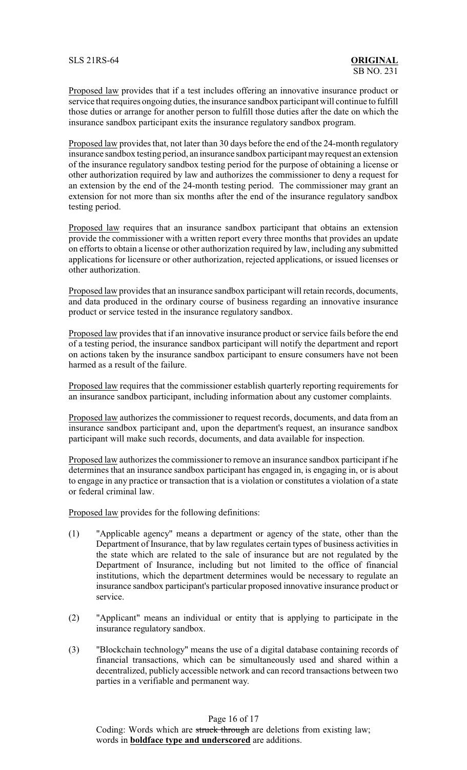Proposed law provides that if a test includes offering an innovative insurance product or service that requires ongoing duties, the insurance sandbox participant will continue to fulfill those duties or arrange for another person to fulfill those duties after the date on which the insurance sandbox participant exits the insurance regulatory sandbox program.

Proposed law provides that, not later than 30 days before the end of the 24-month regulatory insurance sandbox testing period, an insurance sandbox participant may request an extension of the insurance regulatory sandbox testing period for the purpose of obtaining a license or other authorization required by law and authorizes the commissioner to deny a request for an extension by the end of the 24-month testing period. The commissioner may grant an extension for not more than six months after the end of the insurance regulatory sandbox testing period.

Proposed law requires that an insurance sandbox participant that obtains an extension provide the commissioner with a written report every three months that provides an update on efforts to obtain a license or other authorization required by law, including any submitted applications for licensure or other authorization, rejected applications, or issued licenses or other authorization.

Proposed law provides that an insurance sandbox participant will retain records, documents, and data produced in the ordinary course of business regarding an innovative insurance product or service tested in the insurance regulatory sandbox.

Proposed law provides that if an innovative insurance product or service fails before the end of a testing period, the insurance sandbox participant will notify the department and report on actions taken by the insurance sandbox participant to ensure consumers have not been harmed as a result of the failure.

Proposed law requires that the commissioner establish quarterly reporting requirements for an insurance sandbox participant, including information about any customer complaints.

Proposed law authorizes the commissioner to request records, documents, and data from an insurance sandbox participant and, upon the department's request, an insurance sandbox participant will make such records, documents, and data available for inspection.

Proposed law authorizes the commissioner to remove an insurance sandbox participant if he determines that an insurance sandbox participant has engaged in, is engaging in, or is about to engage in any practice or transaction that is a violation or constitutes a violation of a state or federal criminal law.

Proposed law provides for the following definitions:

(1) "Applicable agency" means a department or agency of the state, other than the Department of Insurance, that by law regulates certain types of business activities in the state which are related to the sale of insurance but are not regulated by the Department of Insurance, including but not limited to the office of financial institutions, which the department determines would be necessary to regulate an insurance sandbox participant's particular proposed innovative insurance product or service.

(2) "Applicant" means an individual or entity that is applying to participate in the insurance regulatory sandbox.

(3) "Blockchain technology" means the use of a digital database containing records of financial transactions, which can be simultaneously used and shared within a decentralized, publicly accessible network and can record transactions between two parties in a verifiable and permanent way.

Coding: Words which are ~~struck through~~ are deletions from existing law; words in **boldface type and underscored** are additions.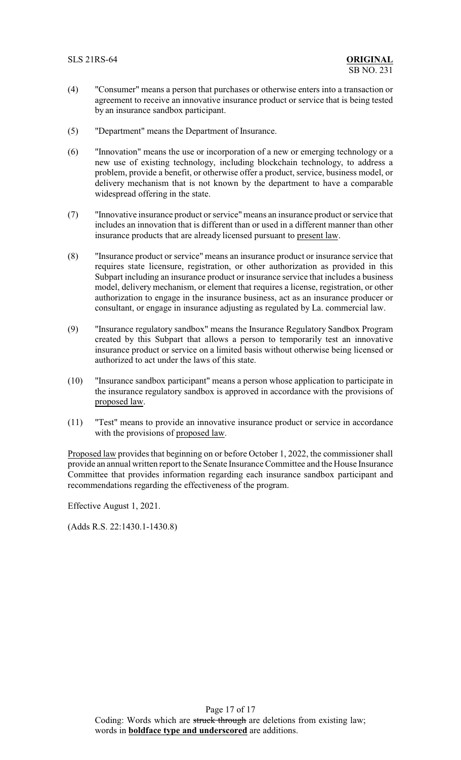(4) "Consumer" means a person that purchases or otherwise enters into a transaction or agreement to receive an innovative insurance product or service that is being tested by an insurance sandbox participant.

(5) "Department" means the Department of Insurance.

(6) "Innovation" means the use or incorporation of a new or emerging technology or a new use of existing technology, including blockchain technology, to address a problem, provide a benefit, or otherwise offer a product, service, business model, or delivery mechanism that is not known by the department to have a comparable widespread offering in the state.

(7) "Innovative insurance product or service" means an insurance product or service that includes an innovation that is different than or used in a different manner than other insurance products that are already licensed pursuant to present law.

(8) "Insurance product or service" means an insurance product or insurance service that requires state licensure, registration, or other authorization as provided in this Subpart including an insurance product or insurance service that includes a business model, delivery mechanism, or element that requires a license, registration, or other authorization to engage in the insurance business, act as an insurance producer or consultant, or engage in insurance adjusting as regulated by La. commercial law.

(9) "Insurance regulatory sandbox" means the Insurance Regulatory Sandbox Program created by this Subpart that allows a person to temporarily test an innovative insurance product or service on a limited basis without otherwise being licensed or authorized to act under the laws of this state.

(10) "Insurance sandbox participant" means a person whose application to participate in the insurance regulatory sandbox is approved in accordance with the provisions of proposed law.

(11) "Test" means to provide an innovative insurance product or service in accordance with the provisions of proposed law.

Proposed law provides that beginning on or before October 1, 2022, the commissioner shall provide an annual written report to the Senate Insurance Committee and the House Insurance Committee that provides information regarding each insurance sandbox participant and recommendations regarding the effectiveness of the program.

Effective August 1, 2021.

(Adds R.S. 22:1430.1-1430.8)